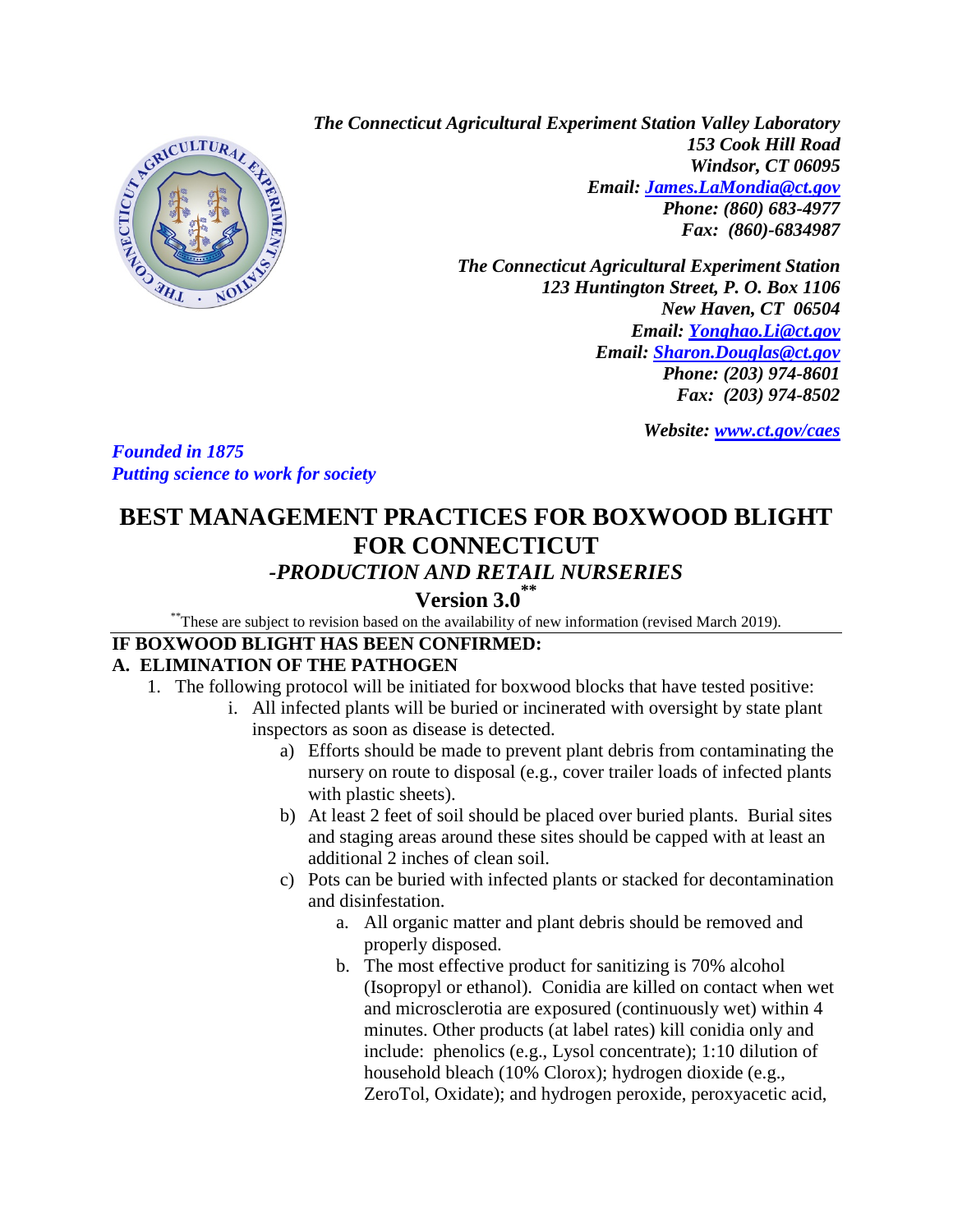*The Connecticut Agricultural Experiment Station Valley Laboratory*
*153 Cook Hill Road*
*Windsor, CT 06095*
*Email: [James.LaMondia@ct.gov](mailto:James.LaMondia@ct.gov)*
*Phone: (860) 683-4977*
*Fax: (860)-6834987*

*The Connecticut Agricultural Experiment Station*
*123 Huntington Street, P. O. Box 1106*
*New Haven, CT 06504*
*Email: [Yonghao.Li@ct.gov](mailto:Yonghao.Li@ct.gov)*
*Email: [Sharon.Douglas@ct.gov](mailto:Sharon.Douglas@ct.gov)*
*Phone: (203) 974-8601*
*Fax: (203) 974-8502*

*Website: [www.ct.gov/caes](http://www.ct.gov/caes)*

***Founded in 1875***
***Putting science to work for society***

# BEST MANAGEMENT PRACTICES FOR BOXWOOD BLIGHT FOR CONNECTICUT

## *-PRODUCTION AND RETAIL NURSERIES*

## Version 3.0**

**These are subject to revision based on the availability of new information (revised March 2019).

**IF BOXWOOD BLIGHT HAS BEEN CONFIRMED:**

**A. ELIMINATION OF THE PATHOGEN**

1. The following protocol will be initiated for boxwood blocks that have tested positive:
   i. All infected plants will be buried or incinerated with oversight by state plant inspectors as soon as disease is detected.
      a) Efforts should be made to prevent plant debris from contaminating the nursery on route to disposal (e.g., cover trailer loads of infected plants with plastic sheets).
      b) At least 2 feet of soil should be placed over buried plants. Burial sites and staging areas around these sites should be capped with at least an additional 2 inches of clean soil.
      c) Pots can be buried with infected plants or stacked for decontamination and disinfestation.
         a. All organic matter and plant debris should be removed and properly disposed.
         b. The most effective product for sanitizing is 70% alcohol (Isopropyl or ethanol). Conidia are killed on contact when wet and microsclerotia are exposured (continuously wet) within 4 minutes. Other products (at label rates) kill conidia only and include: phenolics (e.g., Lysol concentrate); 1:10 dilution of household bleach (10% Clorox); hydrogen dioxide (e.g., ZeroTol, Oxidate); and hydrogen peroxide, peroxyacetic acid,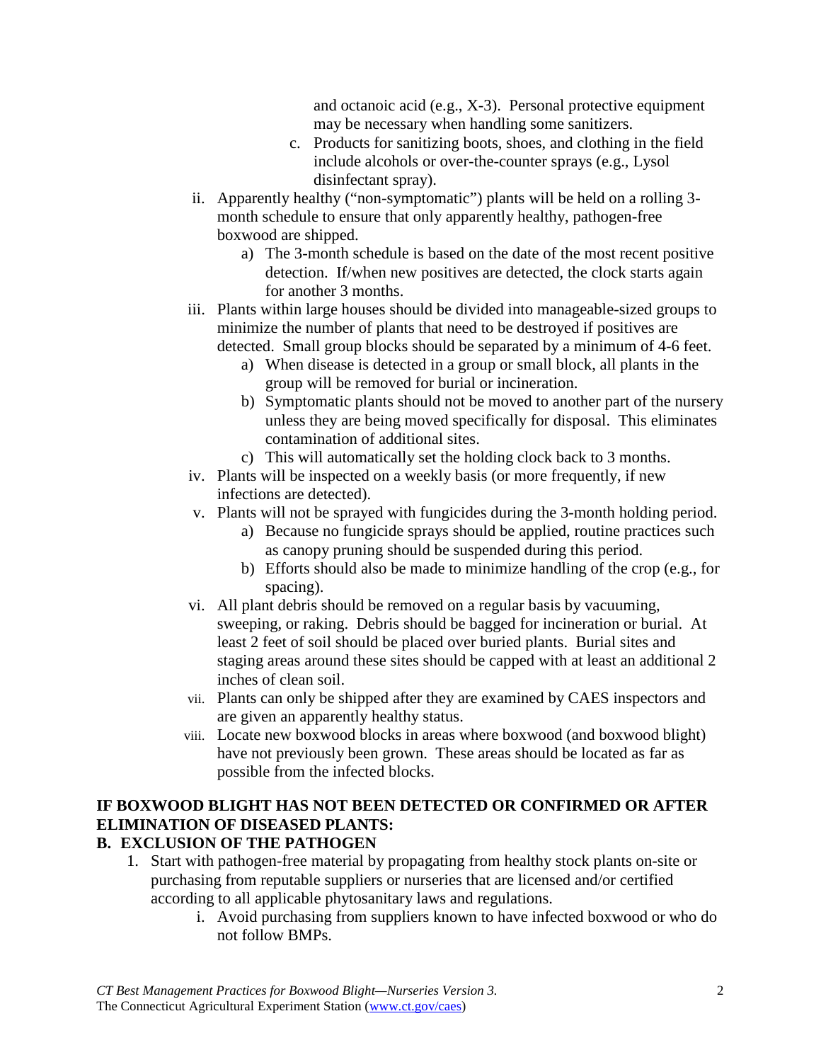and octanoic acid (e.g., X-3). Personal protective equipment may be necessary when handling some sanitizers.

   c. Products for sanitizing boots, shoes, and clothing in the field include alcohols or over-the-counter sprays (e.g., Lysol disinfectant spray).

ii. Apparently healthy ("non-symptomatic") plants will be held on a rolling 3-month schedule to ensure that only apparently healthy, pathogen-free boxwood are shipped.
   a) The 3-month schedule is based on the date of the most recent positive detection. If/when new positives are detected, the clock starts again for another 3 months.

iii. Plants within large houses should be divided into manageable-sized groups to minimize the number of plants that need to be destroyed if positives are detected. Small group blocks should be separated by a minimum of 4-6 feet.
   a) When disease is detected in a group or small block, all plants in the group will be removed for burial or incineration.
   b) Symptomatic plants should not be moved to another part of the nursery unless they are being moved specifically for disposal. This eliminates contamination of additional sites.
   c) This will automatically set the holding clock back to 3 months.

iv. Plants will be inspected on a weekly basis (or more frequently, if new infections are detected).

v. Plants will not be sprayed with fungicides during the 3-month holding period.
   a) Because no fungicide sprays should be applied, routine practices such as canopy pruning should be suspended during this period.
   b) Efforts should also be made to minimize handling of the crop (e.g., for spacing).

vi. All plant debris should be removed on a regular basis by vacuuming, sweeping, or raking. Debris should be bagged for incineration or burial. At least 2 feet of soil should be placed over buried plants. Burial sites and staging areas around these sites should be capped with at least an additional 2 inches of clean soil.

vii. Plants can only be shipped after they are examined by CAES inspectors and are given an apparently healthy status.

viii. Locate new boxwood blocks in areas where boxwood (and boxwood blight) have not previously been grown. These areas should be located as far as possible from the infected blocks.

**IF BOXWOOD BLIGHT HAS NOT BEEN DETECTED OR CONFIRMED OR AFTER ELIMINATION OF DISEASED PLANTS:**

**B. EXCLUSION OF THE PATHOGEN**

1. Start with pathogen-free material by propagating from healthy stock plants on-site or purchasing from reputable suppliers or nurseries that are licensed and/or certified according to all applicable phytosanitary laws and regulations.
   i. Avoid purchasing from suppliers known to have infected boxwood or who do not follow BMPs.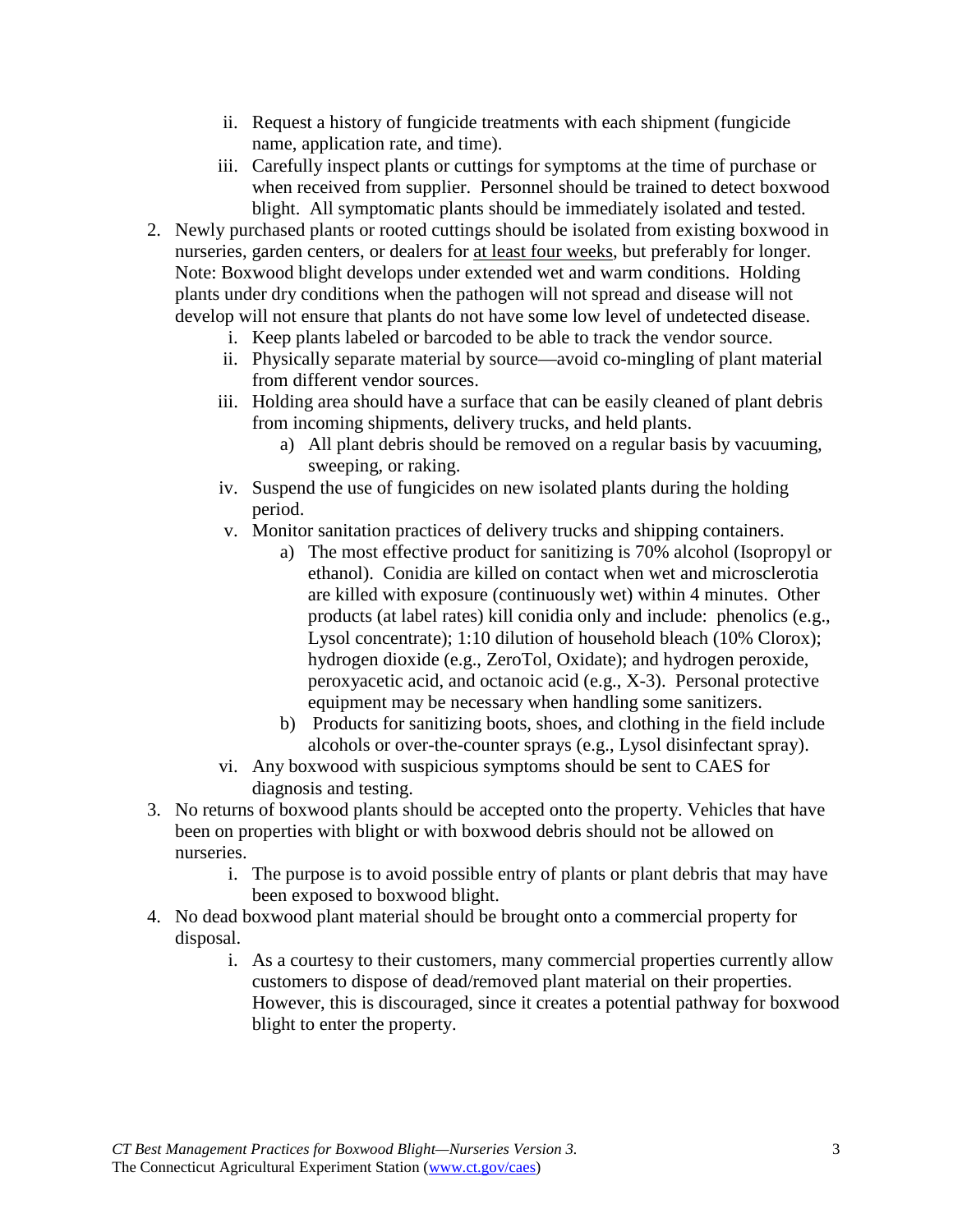ii. Request a history of fungicide treatments with each shipment (fungicide name, application rate, and time).

   iii. Carefully inspect plants or cuttings for symptoms at the time of purchase or when received from supplier. Personnel should be trained to detect boxwood blight. All symptomatic plants should be immediately isolated and tested.

2. Newly purchased plants or rooted cuttings should be isolated from existing boxwood in nurseries, garden centers, or dealers for <u>at least four weeks</u>, but preferably for longer. Note: Boxwood blight develops under extended wet and warm conditions. Holding plants under dry conditions when the pathogen will not spread and disease will not develop will not ensure that plants do not have some low level of undetected disease.

   i. Keep plants labeled or barcoded to be able to track the vendor source.

   ii. Physically separate material by source—avoid co-mingling of plant material from different vendor sources.

   iii. Holding area should have a surface that can be easily cleaned of plant debris from incoming shipments, delivery trucks, and held plants.

      a) All plant debris should be removed on a regular basis by vacuuming, sweeping, or raking.

   iv. Suspend the use of fungicides on new isolated plants during the holding period.

   v. Monitor sanitation practices of delivery trucks and shipping containers.

      a) The most effective product for sanitizing is 70% alcohol (Isopropyl or ethanol). Conidia are killed on contact when wet and microsclerotia are killed with exposure (continuously wet) within 4 minutes. Other products (at label rates) kill conidia only and include: phenolics (e.g., Lysol concentrate); 1:10 dilution of household bleach (10% Clorox); hydrogen dioxide (e.g., ZeroTol, Oxidate); and hydrogen peroxide, peroxyacetic acid, and octanoic acid (e.g., X-3). Personal protective equipment may be necessary when handling some sanitizers.

      b) Products for sanitizing boots, shoes, and clothing in the field include alcohols or over-the-counter sprays (e.g., Lysol disinfectant spray).

   vi. Any boxwood with suspicious symptoms should be sent to CAES for diagnosis and testing.

3. No returns of boxwood plants should be accepted onto the property. Vehicles that have been on properties with blight or with boxwood debris should not be allowed on nurseries.

   i. The purpose is to avoid possible entry of plants or plant debris that may have been exposed to boxwood blight.

4. No dead boxwood plant material should be brought onto a commercial property for disposal.

   i. As a courtesy to their customers, many commercial properties currently allow customers to dispose of dead/removed plant material on their properties. However, this is discouraged, since it creates a potential pathway for boxwood blight to enter the property.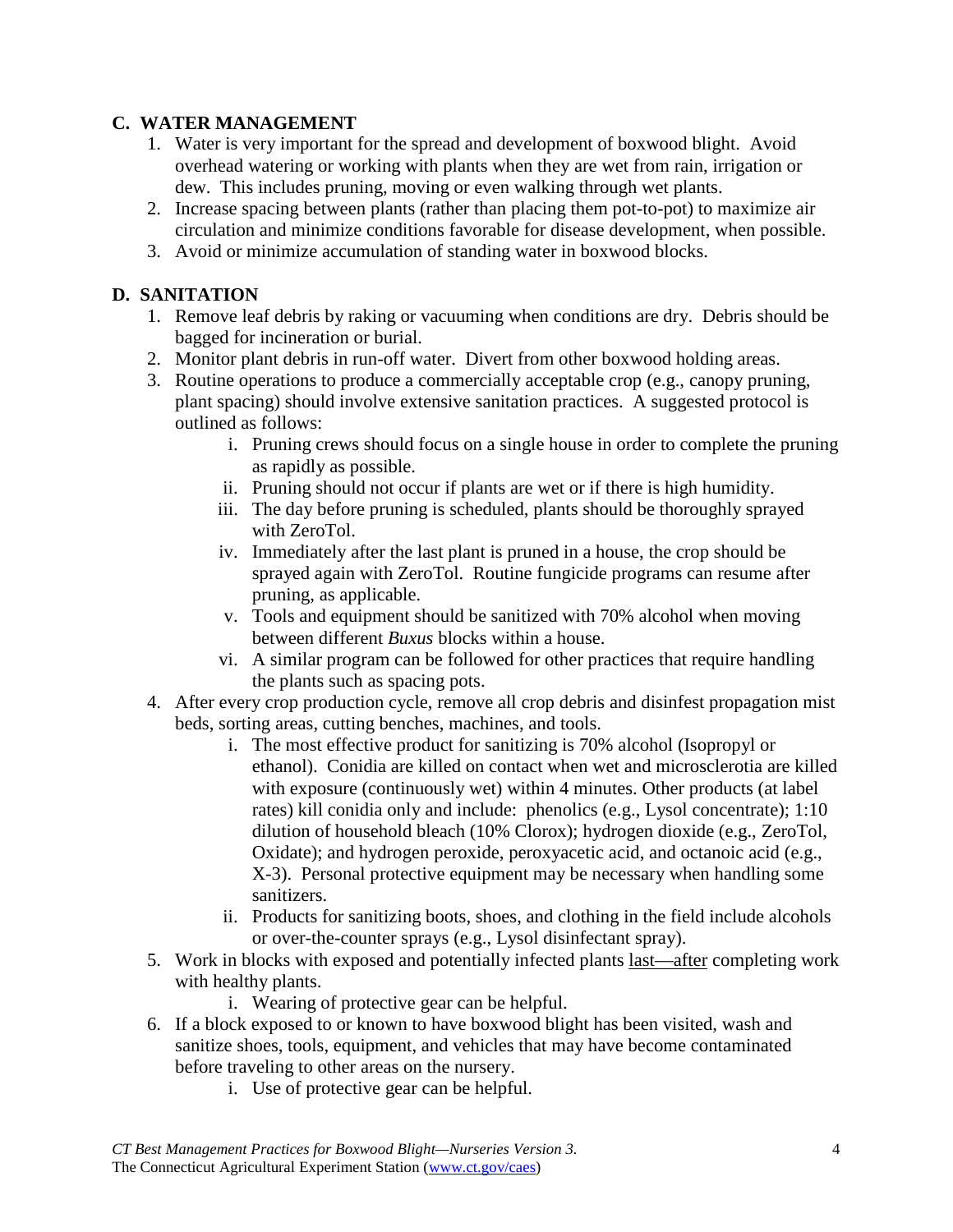## C. WATER MANAGEMENT

1. Water is very important for the spread and development of boxwood blight. Avoid overhead watering or working with plants when they are wet from rain, irrigation or dew. This includes pruning, moving or even walking through wet plants.
2. Increase spacing between plants (rather than placing them pot-to-pot) to maximize air circulation and minimize conditions favorable for disease development, when possible.
3. Avoid or minimize accumulation of standing water in boxwood blocks.

## D. SANITATION

1. Remove leaf debris by raking or vacuuming when conditions are dry. Debris should be bagged for incineration or burial.
2. Monitor plant debris in run-off water. Divert from other boxwood holding areas.
3. Routine operations to produce a commercially acceptable crop (e.g., canopy pruning, plant spacing) should involve extensive sanitation practices. A suggested protocol is outlined as follows:
    - i. Pruning crews should focus on a single house in order to complete the pruning as rapidly as possible.
    - ii. Pruning should not occur if plants are wet or if there is high humidity.
    - iii. The day before pruning is scheduled, plants should be thoroughly sprayed with ZeroTol.
    - iv. Immediately after the last plant is pruned in a house, the crop should be sprayed again with ZeroTol. Routine fungicide programs can resume after pruning, as applicable.
    - v. Tools and equipment should be sanitized with 70% alcohol when moving between different *Buxus* blocks within a house.
    - vi. A similar program can be followed for other practices that require handling the plants such as spacing pots.
4. After every crop production cycle, remove all crop debris and disinfest propagation mist beds, sorting areas, cutting benches, machines, and tools.
    - i. The most effective product for sanitizing is 70% alcohol (Isopropyl or ethanol). Conidia are killed on contact when wet and microsclerotia are killed with exposure (continuously wet) within 4 minutes. Other products (at label rates) kill conidia only and include: phenolics (e.g., Lysol concentrate); 1:10 dilution of household bleach (10% Clorox); hydrogen dioxide (e.g., ZeroTol, Oxidate); and hydrogen peroxide, peroxyacetic acid, and octanoic acid (e.g., X-3). Personal protective equipment may be necessary when handling some sanitizers.
    - ii. Products for sanitizing boots, shoes, and clothing in the field include alcohols or over-the-counter sprays (e.g., Lysol disinfectant spray).
5. Work in blocks with exposed and potentially infected plants <u>last—after</u> completing work with healthy plants.
    - i. Wearing of protective gear can be helpful.
6. If a block exposed to or known to have boxwood blight has been visited, wash and sanitize shoes, tools, equipment, and vehicles that may have become contaminated before traveling to other areas on the nursery.
    - i. Use of protective gear can be helpful.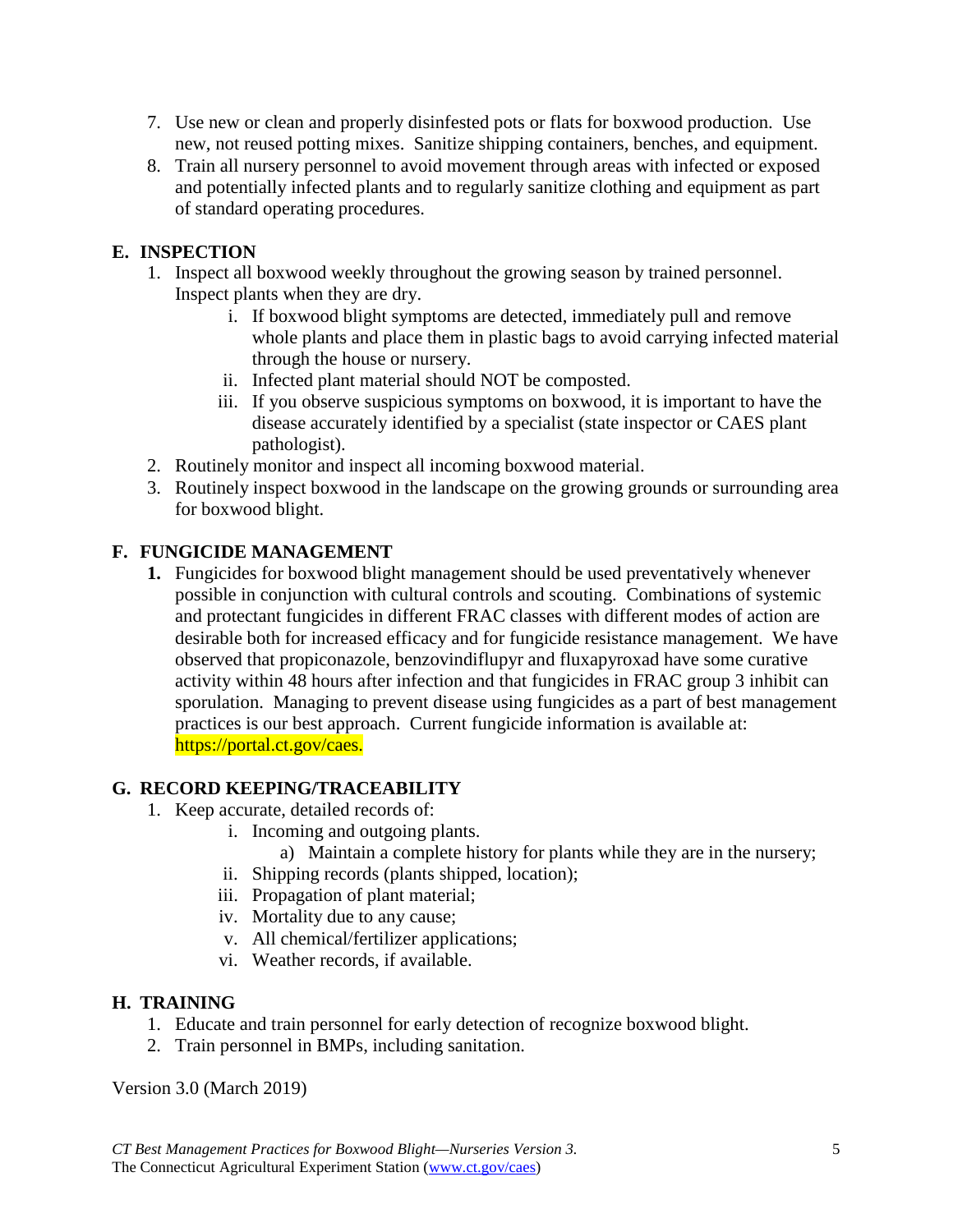7. Use new or clean and properly disinfested pots or flats for boxwood production. Use new, not reused potting mixes. Sanitize shipping containers, benches, and equipment.
8. Train all nursery personnel to avoid movement through areas with infected or exposed and potentially infected plants and to regularly sanitize clothing and equipment as part of standard operating procedures.

## E. INSPECTION

1. Inspect all boxwood weekly throughout the growing season by trained personnel. Inspect plants when they are dry.
   i. If boxwood blight symptoms are detected, immediately pull and remove whole plants and place them in plastic bags to avoid carrying infected material through the house or nursery.
   ii. Infected plant material should NOT be composted.
   iii. If you observe suspicious symptoms on boxwood, it is important to have the disease accurately identified by a specialist (state inspector or CAES plant pathologist).
2. Routinely monitor and inspect all incoming boxwood material.
3. Routinely inspect boxwood in the landscape on the growing grounds or surrounding area for boxwood blight.

## F. FUNGICIDE MANAGEMENT

**1.** Fungicides for boxwood blight management should be used preventatively whenever possible in conjunction with cultural controls and scouting. Combinations of systemic and protectant fungicides in different FRAC classes with different modes of action are desirable both for increased efficacy and for fungicide resistance management. We have observed that propiconazole, benzovindiflupyr and fluxapyroxad have some curative activity within 48 hours after infection and that fungicides in FRAC group 3 inhibit can sporulation. Managing to prevent disease using fungicides as a part of best management practices is our best approach. Current fungicide information is available at: https://portal.ct.gov/caes.

## G. RECORD KEEPING/TRACEABILITY

1. Keep accurate, detailed records of:
   i. Incoming and outgoing plants.
      a) Maintain a complete history for plants while they are in the nursery;
   ii. Shipping records (plants shipped, location);
   iii. Propagation of plant material;
   iv. Mortality due to any cause;
   v. All chemical/fertilizer applications;
   vi. Weather records, if available.

## H. TRAINING

1. Educate and train personnel for early detection of recognize boxwood blight.
2. Train personnel in BMPs, including sanitation.

Version 3.0 (March 2019)